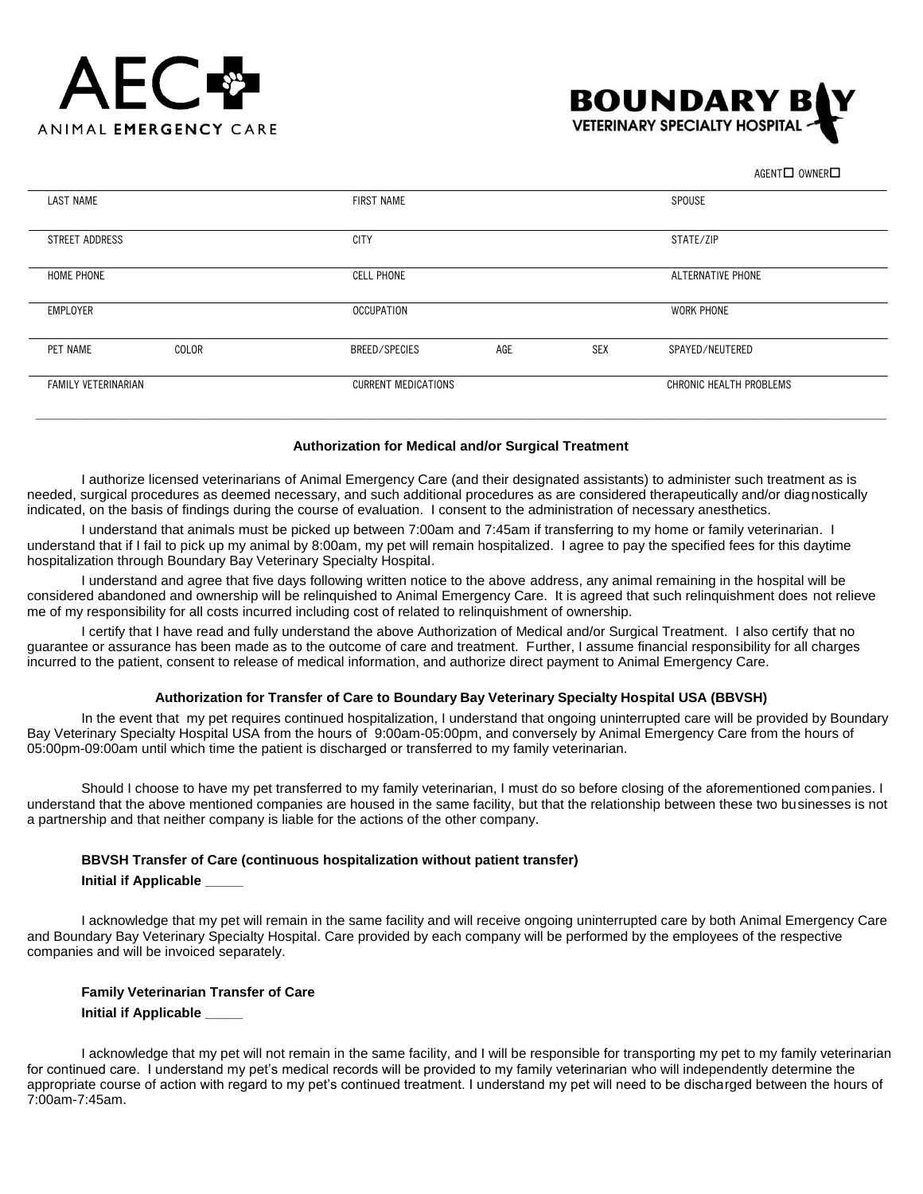AEC ANIMAL EMERGENCY CARE

BOUNDARY BAY VETERINARY SPECIALTY HOSPITAL

AGENT ☐ OWNER ☐

| LAST NAME | | FIRST NAME | | | SPOUSE |
|---|---|---|---|---|---|
| STREET ADDRESS | | CITY | | | STATE/ZIP |
| HOME PHONE | | CELL PHONE | | | ALTERNATIVE PHONE |
| EMPLOYER | | OCCUPATION | | | WORK PHONE |
| PET NAME | COLOR | BREED/SPECIES | AGE | SEX | SPAYED/NEUTERED |
| FAMILY VETERINARIAN | | CURRENT MEDICATIONS | | | CHRONIC HEALTH PROBLEMS |

### Authorization for Medical and/or Surgical Treatment

I authorize licensed veterinarians of Animal Emergency Care (and their designated assistants) to administer such treatment as is needed, surgical procedures as deemed necessary, and such additional procedures as are considered therapeutically and/or diagnostically indicated, on the basis of findings during the course of evaluation. I consent to the administration of necessary anesthetics.

I understand that animals must be picked up between 7:00am and 7:45am if transferring to my home or family veterinarian. I understand that if I fail to pick up my animal by 8:00am, my pet will remain hospitalized. I agree to pay the specified fees for this daytime hospitalization through Boundary Bay Veterinary Specialty Hospital.

I understand and agree that five days following written notice to the above address, any animal remaining in the hospital will be considered abandoned and ownership will be relinquished to Animal Emergency Care. It is agreed that such relinquishment does not relieve me of my responsibility for all costs incurred including cost of related to relinquishment of ownership.

I certify that I have read and fully understand the above Authorization of Medical and/or Surgical Treatment. I also certify that no guarantee or assurance has been made as to the outcome of care and treatment. Further, I assume financial responsibility for all charges incurred to the patient, consent to release of medical information, and authorize direct payment to Animal Emergency Care.

### Authorization for Transfer of Care to Boundary Bay Veterinary Specialty Hospital USA (BBVSH)

In the event that my pet requires continued hospitalization, I understand that ongoing uninterrupted care will be provided by Boundary Bay Veterinary Specialty Hospital USA from the hours of 9:00am-05:00pm, and conversely by Animal Emergency Care from the hours of 05:00pm-09:00am until which time the patient is discharged or transferred to my family veterinarian.

Should I choose to have my pet transferred to my family veterinarian, I must do so before closing of the aforementioned companies. I understand that the above mentioned companies are housed in the same facility, but that the relationship between these two businesses is not a partnership and that neither company is liable for the actions of the other company.

**BBVSH Transfer of Care (continuous hospitalization without patient transfer)**

**Initial if Applicable _____**

I acknowledge that my pet will remain in the same facility and will receive ongoing uninterrupted care by both Animal Emergency Care and Boundary Bay Veterinary Specialty Hospital. Care provided by each company will be performed by the employees of the respective companies and will be invoiced separately.

**Family Veterinarian Transfer of Care**

**Initial if Applicable _____**

I acknowledge that my pet will not remain in the same facility, and I will be responsible for transporting my pet to my family veterinarian for continued care. I understand my pet's medical records will be provided to my family veterinarian who will independently determine the appropriate course of action with regard to my pet's continued treatment. I understand my pet will need to be discharged between the hours of 7:00am-7:45am.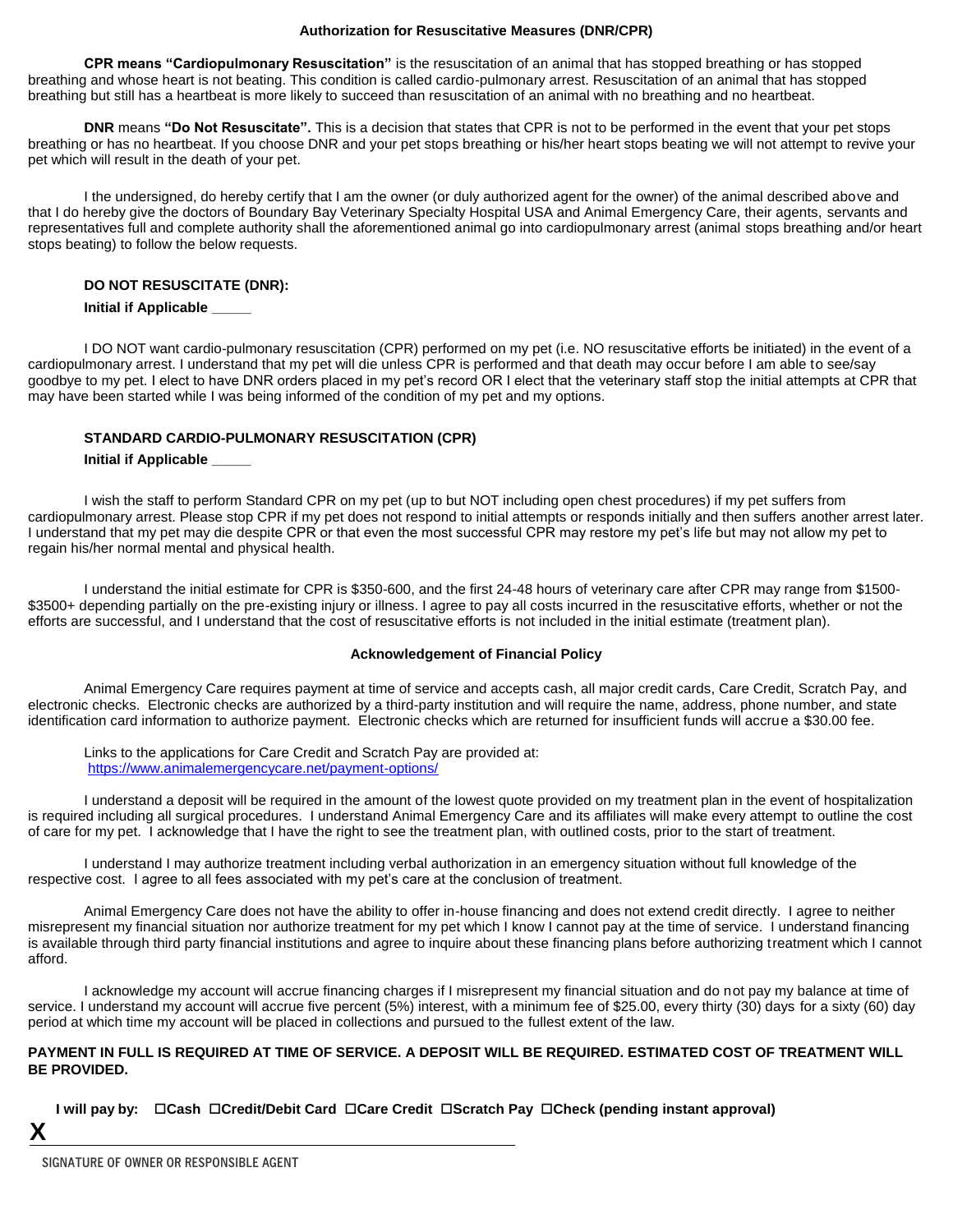## Authorization for Resuscitative Measures (DNR/CPR)

**CPR means "Cardiopulmonary Resuscitation"** is the resuscitation of an animal that has stopped breathing or has stopped breathing and whose heart is not beating. This condition is called cardio-pulmonary arrest. Resuscitation of an animal that has stopped breathing but still has a heartbeat is more likely to succeed than resuscitation of an animal with no breathing and no heartbeat.

**DNR** means **"Do Not Resuscitate".** This is a decision that states that CPR is not to be performed in the event that your pet stops breathing or has no heartbeat. If you choose DNR and your pet stops breathing or his/her heart stops beating we will not attempt to revive your pet which will result in the death of your pet.

I the undersigned, do hereby certify that I am the owner (or duly authorized agent for the owner) of the animal described above and that I do hereby give the doctors of Boundary Bay Veterinary Specialty Hospital USA and Animal Emergency Care, their agents, servants and representatives full and complete authority shall the aforementioned animal go into cardiopulmonary arrest (animal stops breathing and/or heart stops beating) to follow the below requests.

**DO NOT RESUSCITATE (DNR):**

**Initial if Applicable _____**

I DO NOT want cardio-pulmonary resuscitation (CPR) performed on my pet (i.e. NO resuscitative efforts be initiated) in the event of a cardiopulmonary arrest. I understand that my pet will die unless CPR is performed and that death may occur before I am able to see/say goodbye to my pet. I elect to have DNR orders placed in my pet's record OR I elect that the veterinary staff stop the initial attempts at CPR that may have been started while I was being informed of the condition of my pet and my options.

**STANDARD CARDIO-PULMONARY RESUSCITATION (CPR)**

**Initial if Applicable _____**

I wish the staff to perform Standard CPR on my pet (up to but NOT including open chest procedures) if my pet suffers from cardiopulmonary arrest. Please stop CPR if my pet does not respond to initial attempts or responds initially and then suffers another arrest later. I understand that my pet may die despite CPR or that even the most successful CPR may restore my pet's life but may not allow my pet to regain his/her normal mental and physical health.

I understand the initial estimate for CPR is $350-600, and the first 24-48 hours of veterinary care after CPR may range from $1500-$3500+ depending partially on the pre-existing injury or illness. I agree to pay all costs incurred in the resuscitative efforts, whether or not the efforts are successful, and I understand that the cost of resuscitative efforts is not included in the initial estimate (treatment plan).

## Acknowledgement of Financial Policy

Animal Emergency Care requires payment at time of service and accepts cash, all major credit cards, Care Credit, Scratch Pay, and electronic checks. Electronic checks are authorized by a third-party institution and will require the name, address, phone number, and state identification card information to authorize payment. Electronic checks which are returned for insufficient funds will accrue a $30.00 fee.

Links to the applications for Care Credit and Scratch Pay are provided at:
https://www.animalemergencycare.net/payment-options/

I understand a deposit will be required in the amount of the lowest quote provided on my treatment plan in the event of hospitalization is required including all surgical procedures. I understand Animal Emergency Care and its affiliates will make every attempt to outline the cost of care for my pet. I acknowledge that I have the right to see the treatment plan, with outlined costs, prior to the start of treatment.

I understand I may authorize treatment including verbal authorization in an emergency situation without full knowledge of the respective cost. I agree to all fees associated with my pet's care at the conclusion of treatment.

Animal Emergency Care does not have the ability to offer in-house financing and does not extend credit directly. I agree to neither misrepresent my financial situation nor authorize treatment for my pet which I know I cannot pay at the time of service. I understand financing is available through third party financial institutions and agree to inquire about these financing plans before authorizing treatment which I cannot afford.

I acknowledge my account will accrue financing charges if I misrepresent my financial situation and do not pay my balance at time of service. I understand my account will accrue five percent (5%) interest, with a minimum fee of $25.00, every thirty (30) days for a sixty (60) day period at which time my account will be placed in collections and pursued to the fullest extent of the law.

**PAYMENT IN FULL IS REQUIRED AT TIME OF SERVICE. A DEPOSIT WILL BE REQUIRED. ESTIMATED COST OF TREATMENT WILL BE PROVIDED.**

**I will pay by: ☐Cash ☐Credit/Debit Card ☐Care Credit ☐Scratch Pay ☐Check (pending instant approval)**

**X** ______________________________________________

SIGNATURE OF OWNER OR RESPONSIBLE AGENT